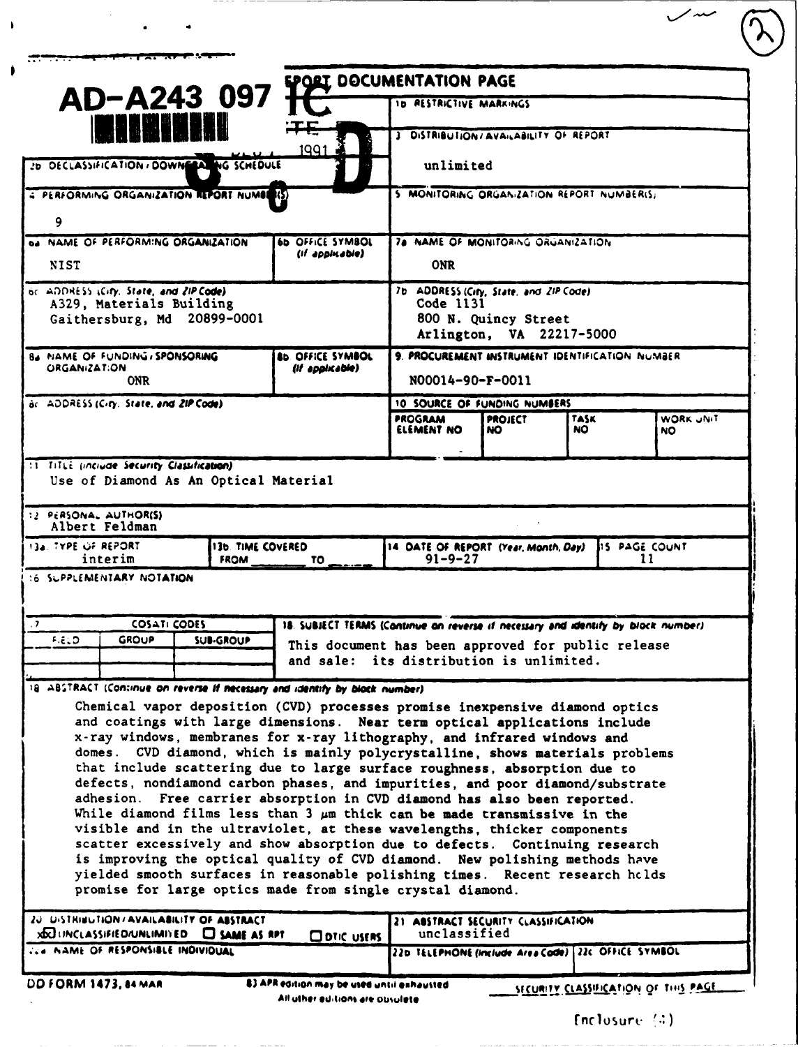AD-A243 097

# REPORT DOCUMENTATION PAGE

| Field | Content |
|---|---|
| 1b RESTRICTIVE MARKINGS | |
| 3 DISTRIBUTION/AVAILABILITY OF REPORT | unlimited |
| 2b DECLASSIFICATION/DOWNGRADING SCHEDULE | |
| 4 PERFORMING ORGANIZATION REPORT NUMBER(S) | 9 |
| 5 MONITORING ORGANIZATION REPORT NUMBER(S) | |
| 6a NAME OF PERFORMING ORGANIZATION | NIST |
| 6b OFFICE SYMBOL (If applicable) | |
| 7a NAME OF MONITORING ORGANIZATION | ONR |
| 6c ADDRESS (City, State, and ZIP Code) | A329, Materials Building<br>Gaithersburg, Md 20899-0001 |
| 7b ADDRESS (City, State, and ZIP Code) | Code 1131<br>800 N. Quincy Street<br>Arlington, VA 22217-5000 |
| 8a NAME OF FUNDING/SPONSORING ORGANIZATION | ONR |
| 8b OFFICE SYMBOL (If applicable) | |
| 9. PROCUREMENT INSTRUMENT IDENTIFICATION NUMBER | N00014-90-F-0011 |
| 8c ADDRESS (City, State, and ZIP Code) | |
| 10 SOURCE OF FUNDING NUMBERS | PROGRAM ELEMENT NO / PROJECT NO / TASK NO / WORK UNIT NO |

11 TITLE (Include Security Classification)
Use of Diamond As An Optical Material

12 PERSONAL AUTHOR(S)
Albert Feldman

| 13a TYPE OF REPORT | 13b TIME COVERED | 14 DATE OF REPORT (Year, Month, Day) | 15 PAGE COUNT |
|---|---|---|---|
| interim | FROM ______ TO ______ | 91-9-27 | 11 |

16 SUPPLEMENTARY NOTATION

| 17 COSATI CODES | | | 18 SUBJECT TERMS (Continue on reverse if necessary and identify by block number) |
|---|---|---|---|
| FIELD | GROUP | SUB-GROUP | This document has been approved for public release and sale: its distribution is unlimited. |

19 ABSTRACT (Continue on reverse if necessary and identify by block number)

Chemical vapor deposition (CVD) processes promise inexpensive diamond optics and coatings with large dimensions. Near term optical applications include x-ray windows, membranes for x-ray lithography, and infrared windows and domes. CVD diamond, which is mainly polycrystalline, shows materials problems that include scattering due to large surface roughness, absorption due to defects, nondiamond carbon phases, and impurities, and poor diamond/substrate adhesion. Free carrier absorption in CVD diamond has also been reported. While diamond films less than 3 μm thick can be made transmissive in the visible and in the ultraviolet, at these wavelengths, thicker components scatter excessively and show absorption due to defects. Continuing research is improving the optical quality of CVD diamond. New polishing methods have yielded smooth surfaces in reasonable polishing times. Recent research holds promise for large optics made from single crystal diamond.

| 20 DISTRIBUTION/AVAILABILITY OF ABSTRACT | 21 ABSTRACT SECURITY CLASSIFICATION |
|---|---|
| ☒ UNCLASSIFIED/UNLIMITED ☐ SAME AS RPT ☐ DTIC USERS | unclassified |
| 22a NAME OF RESPONSIBLE INDIVIDUAL | 22b TELEPHONE (Include Area Code) / 22c OFFICE SYMBOL |

DD FORM 1473, 84 MAR — 83 APR edition may be used until exhausted. All other editions are obsolete.

SECURITY CLASSIFICATION OF THIS PAGE

Enclosure (2)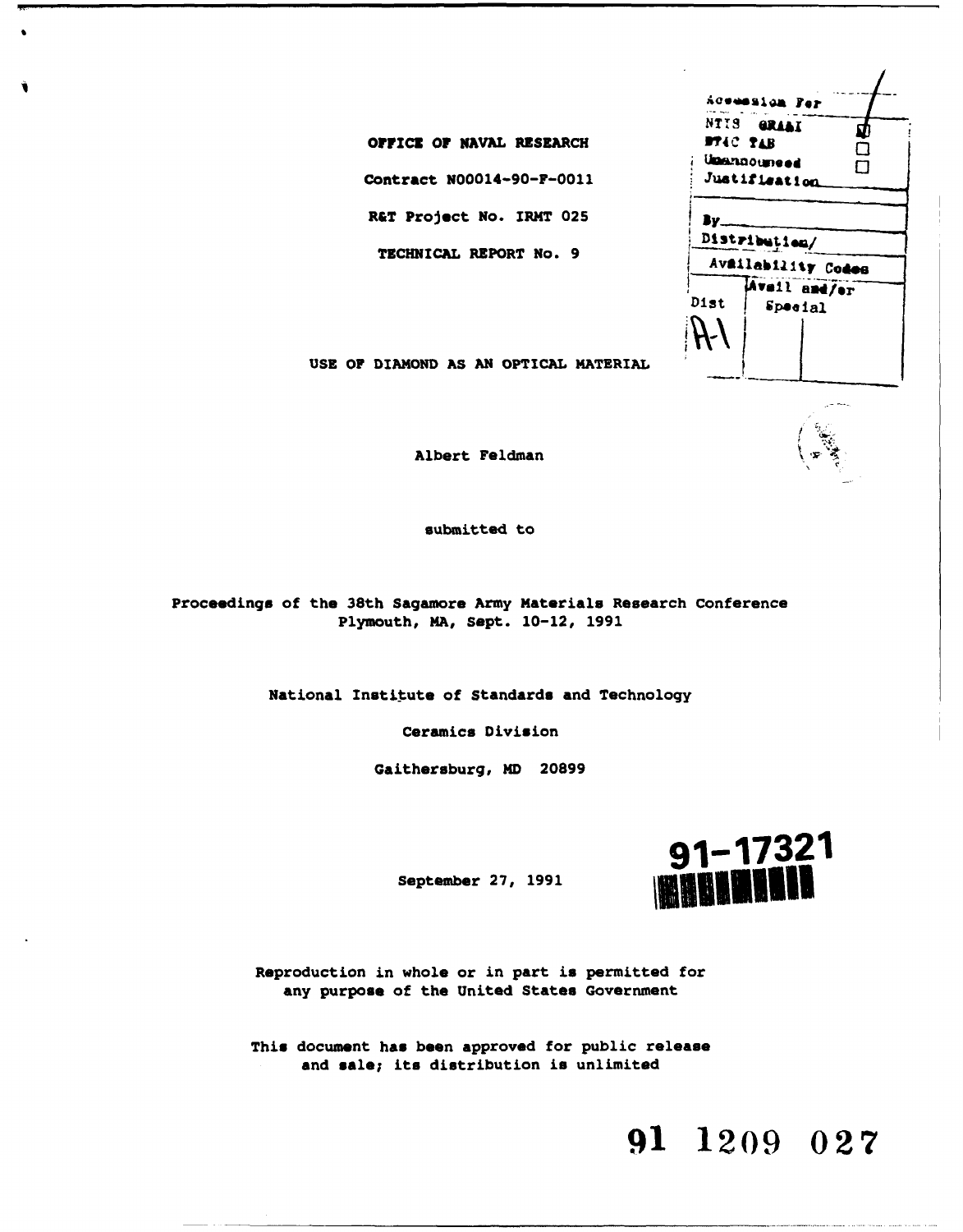OFFICE OF NAVAL RESEARCH

Contract N00014-90-F-0011

R&T Project No. IRMT 025

TECHNICAL REPORT No. 9

| Accession For | |
|---|---|
| NTIS GRA&I | ☑ |
| DTIC TAB | ☐ |
| Unannounced | ☐ |
| Justification | |
| By | |
| Distribution/ | |
| Availability Codes | |
| Dist | Avail and/or Special |
| A-1 | |

# USE OF DIAMOND AS AN OPTICAL MATERIAL

Albert Feldman

submitted to

Proceedings of the 38th Sagamore Army Materials Research Conference
Plymouth, MA, Sept. 10-12, 1991

National Institute of Standards and Technology

Ceramics Division

Gaithersburg, MD 20899

September 27, 1991

91-17321

Reproduction in whole or in part is permitted for any purpose of the United States Government

This document has been approved for public release and sale; its distribution is unlimited

91 1209 027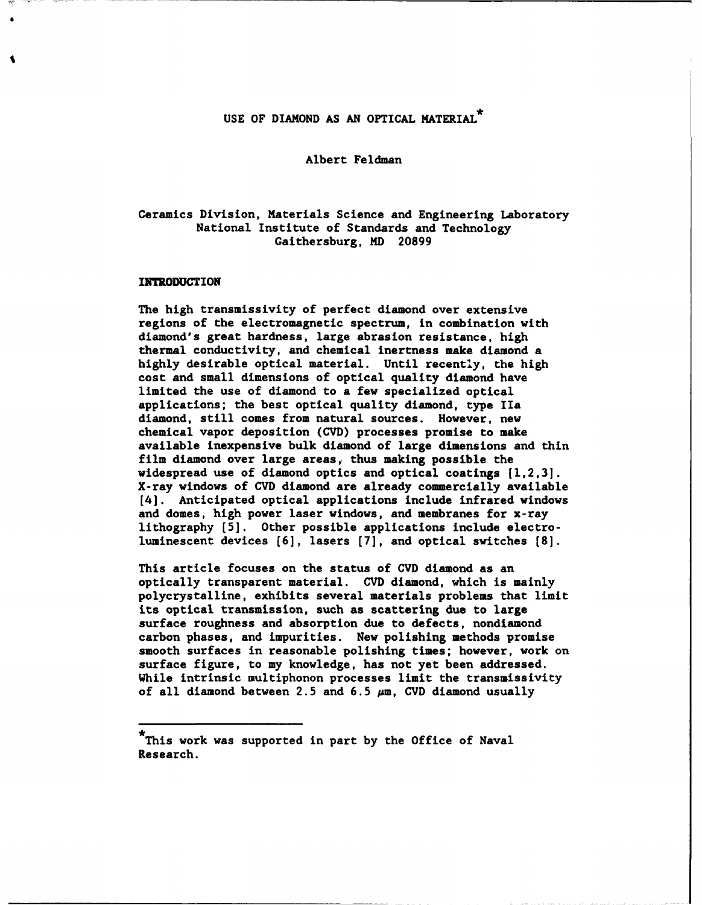# USE OF DIAMOND AS AN OPTICAL MATERIAL*

Albert Feldman

Ceramics Division, Materials Science and Engineering Laboratory
National Institute of Standards and Technology
Gaithersburg, MD 20899

## INTRODUCTION

The high transmissivity of perfect diamond over extensive regions of the electromagnetic spectrum, in combination with diamond's great hardness, large abrasion resistance, high thermal conductivity, and chemical inertness make diamond a highly desirable optical material. Until recently, the high cost and small dimensions of optical quality diamond have limited the use of diamond to a few specialized optical applications; the best optical quality diamond, type IIa diamond, still comes from natural sources. However, new chemical vapor deposition (CVD) processes promise to make available inexpensive bulk diamond of large dimensions and thin film diamond over large areas, thus making possible the widespread use of diamond optics and optical coatings [1,2,3]. X-ray windows of CVD diamond are already commercially available [4]. Anticipated optical applications include infrared windows and domes, high power laser windows, and membranes for x-ray lithography [5]. Other possible applications include electroluminescent devices [6], lasers [7], and optical switches [8].

This article focuses on the status of CVD diamond as an optically transparent material. CVD diamond, which is mainly polycrystalline, exhibits several materials problems that limit its optical transmission, such as scattering due to large surface roughness and absorption due to defects, nondiamond carbon phases, and impurities. New polishing methods promise smooth surfaces in reasonable polishing times; however, work on surface figure, to my knowledge, has not yet been addressed. While intrinsic multiphonon processes limit the transmissivity of all diamond between 2.5 and 6.5 $\mu$m, CVD diamond usually

*This work was supported in part by the Office of Naval Research.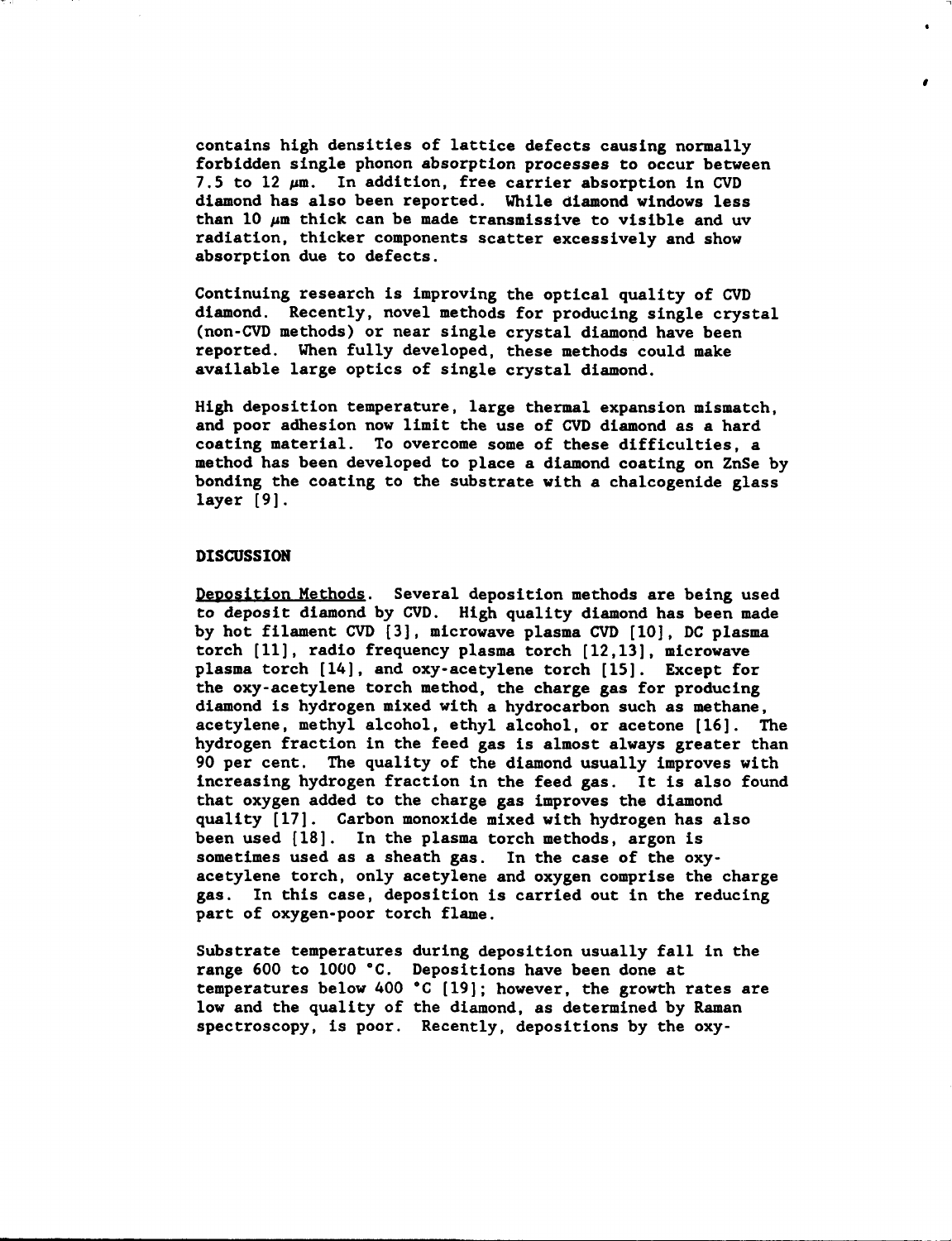contains high densities of lattice defects causing normally forbidden single phonon absorption processes to occur between 7.5 to 12 μm. In addition, free carrier absorption in CVD diamond has also been reported. While diamond windows less than 10 μm thick can be made transmissive to visible and uv radiation, thicker components scatter excessively and show absorption due to defects.

Continuing research is improving the optical quality of CVD diamond. Recently, novel methods for producing single crystal (non-CVD methods) or near single crystal diamond have been reported. When fully developed, these methods could make available large optics of single crystal diamond.

High deposition temperature, large thermal expansion mismatch, and poor adhesion now limit the use of CVD diamond as a hard coating material. To overcome some of these difficulties, a method has been developed to place a diamond coating on ZnSe by bonding the coating to the substrate with a chalcogenide glass layer [9].

## DISCUSSION

Deposition Methods. Several deposition methods are being used to deposit diamond by CVD. High quality diamond has been made by hot filament CVD [3], microwave plasma CVD [10], DC plasma torch [11], radio frequency plasma torch [12,13], microwave plasma torch [14], and oxy-acetylene torch [15]. Except for the oxy-acetylene torch method, the charge gas for producing diamond is hydrogen mixed with a hydrocarbon such as methane, acetylene, methyl alcohol, ethyl alcohol, or acetone [16]. The hydrogen fraction in the feed gas is almost always greater than 90 per cent. The quality of the diamond usually improves with increasing hydrogen fraction in the feed gas. It is also found that oxygen added to the charge gas improves the diamond quality [17]. Carbon monoxide mixed with hydrogen has also been used [18]. In the plasma torch methods, argon is sometimes used as a sheath gas. In the case of the oxy-acetylene torch, only acetylene and oxygen comprise the charge gas. In this case, deposition is carried out in the reducing part of oxygen-poor torch flame.

Substrate temperatures during deposition usually fall in the range 600 to 1000 °C. Depositions have been done at temperatures below 400 °C [19]; however, the growth rates are low and the quality of the diamond, as determined by Raman spectroscopy, is poor. Recently, depositions by the oxy-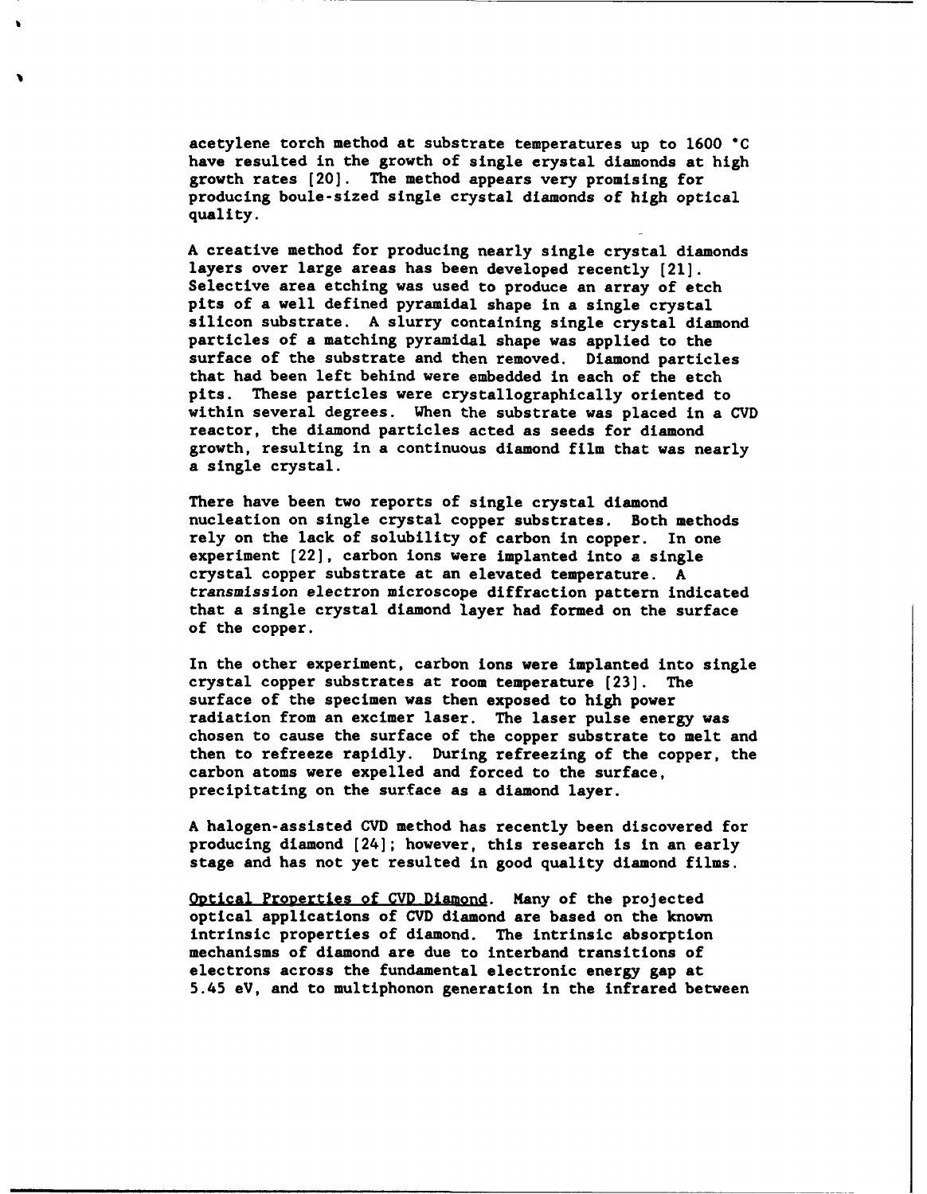acetylene torch method at substrate temperatures up to 1600 °C have resulted in the growth of single crystal diamonds at high growth rates [20]. The method appears very promising for producing boule-sized single crystal diamonds of high optical quality.

A creative method for producing nearly single crystal diamonds layers over large areas has been developed recently [21]. Selective area etching was used to produce an array of etch pits of a well defined pyramidal shape in a single crystal silicon substrate. A slurry containing single crystal diamond particles of a matching pyramidal shape was applied to the surface of the substrate and then removed. Diamond particles that had been left behind were embedded in each of the etch pits. These particles were crystallographically oriented to within several degrees. When the substrate was placed in a CVD reactor, the diamond particles acted as seeds for diamond growth, resulting in a continuous diamond film that was nearly a single crystal.

There have been two reports of single crystal diamond nucleation on single crystal copper substrates. Both methods rely on the lack of solubility of carbon in copper. In one experiment [22], carbon ions were implanted into a single crystal copper substrate at an elevated temperature. A *transmission* electron microscope diffraction pattern indicated that a single crystal diamond layer had formed on the surface of the copper.

In the other experiment, carbon ions were implanted into single crystal copper substrates at room temperature [23]. The surface of the specimen was then exposed to high power radiation from an excimer laser. The laser pulse energy was chosen to cause the surface of the copper substrate to melt and then to refreeze rapidly. During refreezing of the copper, the carbon atoms were expelled and forced to the surface, precipitating on the surface as a diamond layer.

A halogen-assisted CVD method has recently been discovered for producing diamond [24]; however, this research is in an early stage and has not yet resulted in good quality diamond films.

Optical Properties of CVD Diamond. Many of the projected optical applications of CVD diamond are based on the known intrinsic properties of diamond. The intrinsic absorption mechanisms of diamond are due to interband transitions of electrons across the fundamental electronic energy gap at 5.45 eV, and to multiphonon generation in the infrared between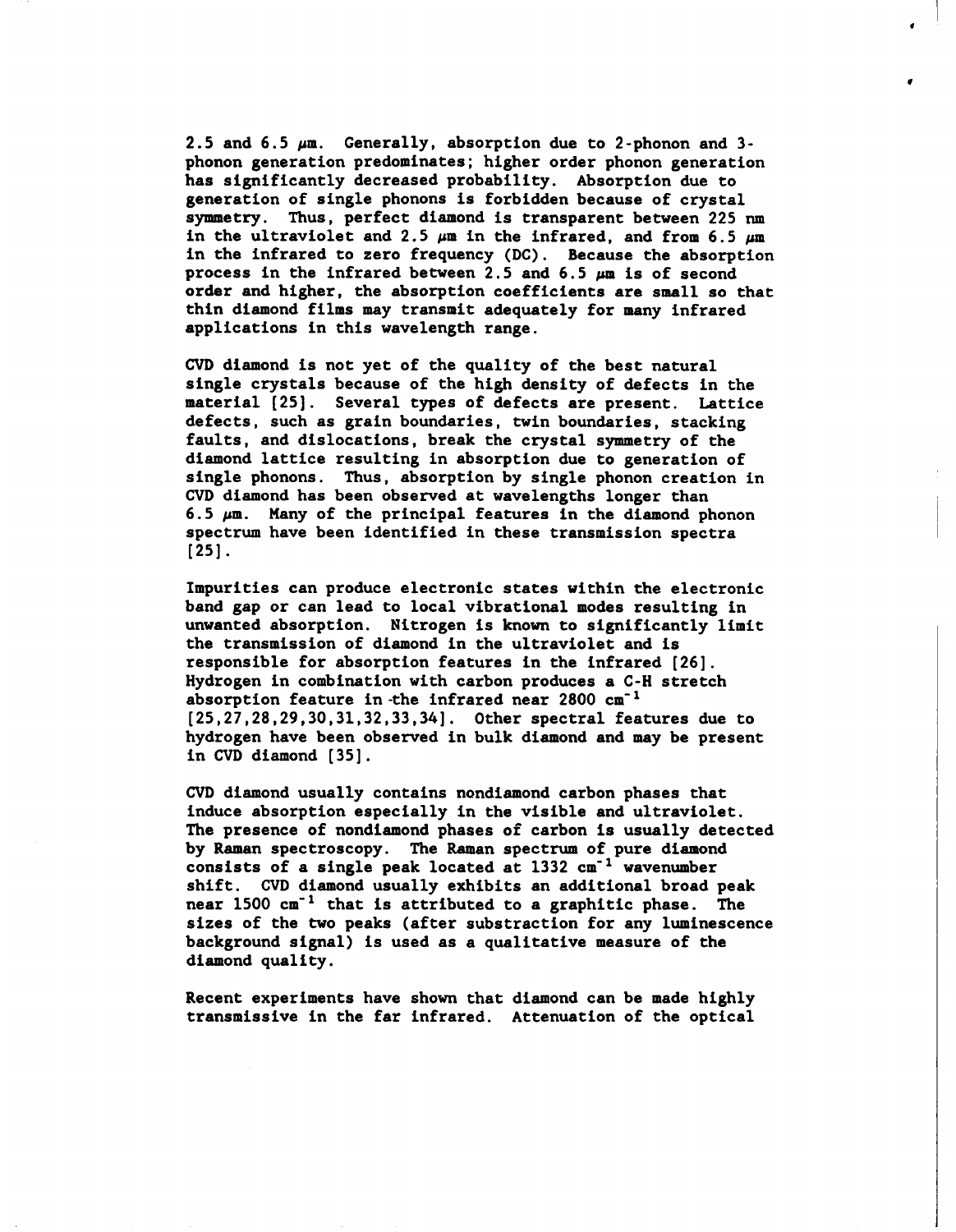2.5 and 6.5 μm. Generally, absorption due to 2-phonon and 3-phonon generation predominates; higher order phonon generation has significantly decreased probability. Absorption due to generation of single phonons is forbidden because of crystal symmetry. Thus, perfect diamond is transparent between 225 nm in the ultraviolet and 2.5 μm in the infrared, and from 6.5 μm in the infrared to zero frequency (DC). Because the absorption process in the infrared between 2.5 and 6.5 μm is of second order and higher, the absorption coefficients are small so that thin diamond films may transmit adequately for many infrared applications in this wavelength range.

CVD diamond is not yet of the quality of the best natural single crystals because of the high density of defects in the material [25]. Several types of defects are present. Lattice defects, such as grain boundaries, twin boundaries, stacking faults, and dislocations, break the crystal symmetry of the diamond lattice resulting in absorption due to generation of single phonons. Thus, absorption by single phonon creation in CVD diamond has been observed at wavelengths longer than 6.5 μm. Many of the principal features in the diamond phonon spectrum have been identified in these transmission spectra [25].

Impurities can produce electronic states within the electronic band gap or can lead to local vibrational modes resulting in unwanted absorption. Nitrogen is known to significantly limit the transmission of diamond in the ultraviolet and is responsible for absorption features in the infrared [26]. Hydrogen in combination with carbon produces a C-H stretch absorption feature in the infrared near 2800 $cm^{-1}$ [25,27,28,29,30,31,32,33,34]. Other spectral features due to hydrogen have been observed in bulk diamond and may be present in CVD diamond [35].

CVD diamond usually contains nondiamond carbon phases that induce absorption especially in the visible and ultraviolet. The presence of nondiamond phases of carbon is usually detected by Raman spectroscopy. The Raman spectrum of pure diamond consists of a single peak located at 1332 $cm^{-1}$ wavenumber shift. CVD diamond usually exhibits an additional broad peak near 1500 $cm^{-1}$ that is attributed to a graphitic phase. The sizes of the two peaks (after substraction for any luminescence background signal) is used as a qualitative measure of the diamond quality.

Recent experiments have shown that diamond can be made highly transmissive in the far infrared. Attenuation of the optical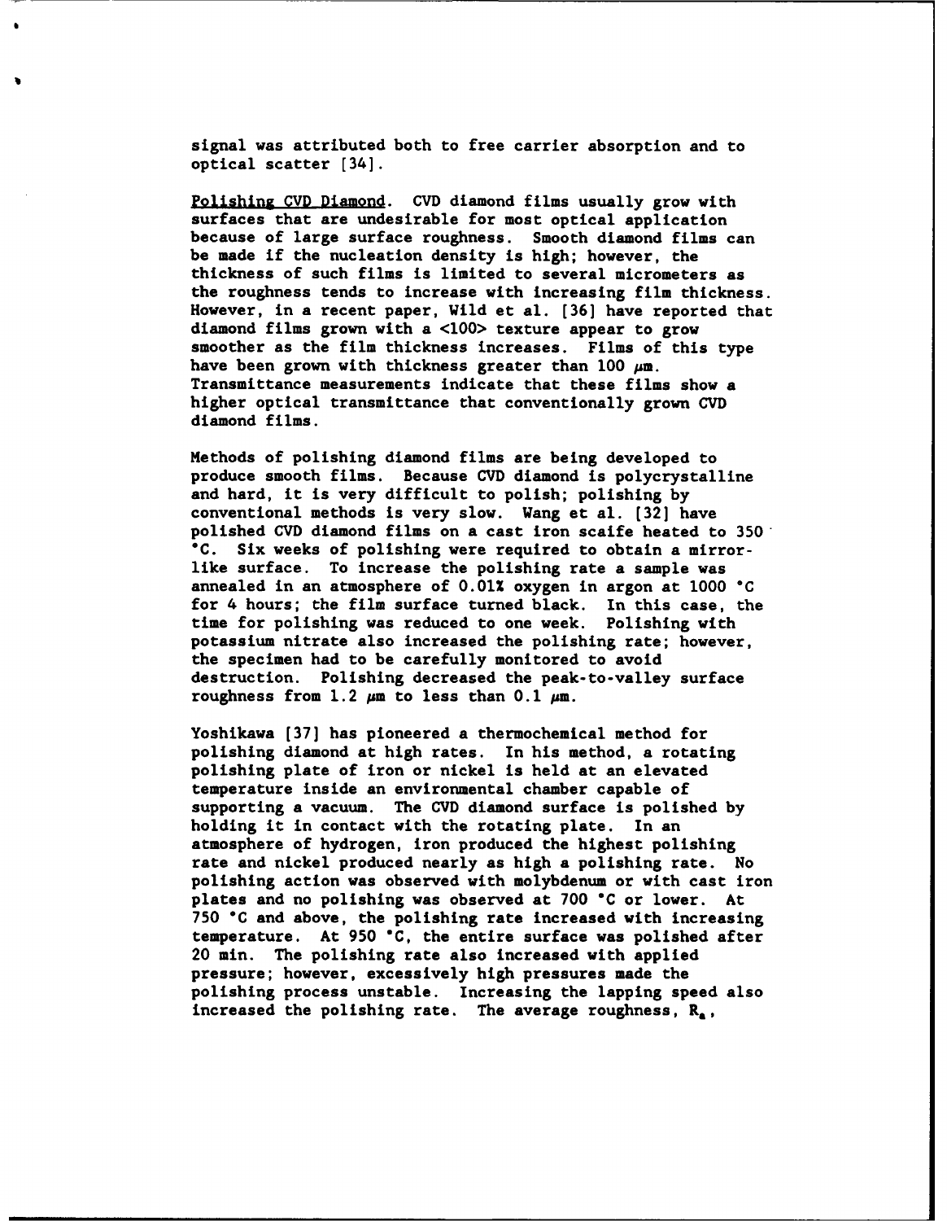signal was attributed both to free carrier absorption and to optical scatter [34].

Polishing CVD Diamond. CVD diamond films usually grow with surfaces that are undesirable for most optical application because of large surface roughness. Smooth diamond films can be made if the nucleation density is high; however, the thickness of such films is limited to several micrometers as the roughness tends to increase with increasing film thickness. However, in a recent paper, Wild et al. [36] have reported that diamond films grown with a <100> texture appear to grow smoother as the film thickness increases. Films of this type have been grown with thickness greater than 100 μm. Transmittance measurements indicate that these films show a higher optical transmittance that conventionally grown CVD diamond films.

Methods of polishing diamond films are being developed to produce smooth films. Because CVD diamond is polycrystalline and hard, it is very difficult to polish; polishing by conventional methods is very slow. Wang et al. [32] have polished CVD diamond films on a cast iron scaife heated to 350 °C. Six weeks of polishing were required to obtain a mirror-like surface. To increase the polishing rate a sample was annealed in an atmosphere of 0.01% oxygen in argon at 1000 °C for 4 hours; the film surface turned black. In this case, the time for polishing was reduced to one week. Polishing with potassium nitrate also increased the polishing rate; however, the specimen had to be carefully monitored to avoid destruction. Polishing decreased the peak-to-valley surface roughness from 1.2 μm to less than 0.1 μm.

Yoshikawa [37] has pioneered a thermochemical method for polishing diamond at high rates. In his method, a rotating polishing plate of iron or nickel is held at an elevated temperature inside an environmental chamber capable of supporting a vacuum. The CVD diamond surface is polished by holding it in contact with the rotating plate. In an atmosphere of hydrogen, iron produced the highest polishing rate and nickel produced nearly as high a polishing rate. No polishing action was observed with molybdenum or with cast iron plates and no polishing was observed at 700 °C or lower. At 750 °C and above, the polishing rate increased with increasing temperature. At 950 °C, the entire surface was polished after 20 min. The polishing rate also increased with applied pressure; however, excessively high pressures made the polishing process unstable. Increasing the lapping speed also increased the polishing rate. The average roughness, $R_a$,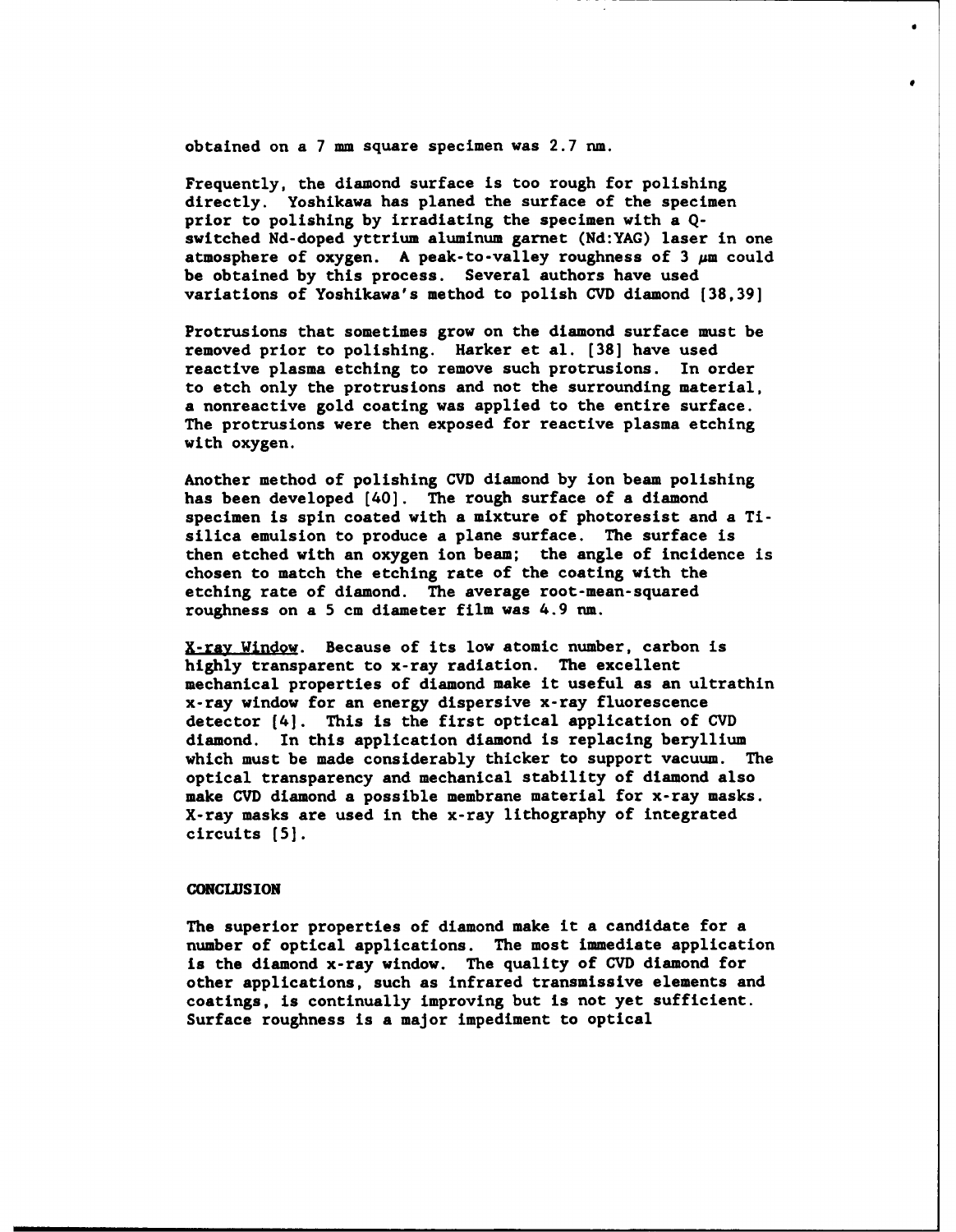obtained on a 7 mm square specimen was 2.7 nm.

Frequently, the diamond surface is too rough for polishing directly. Yoshikawa has planed the surface of the specimen prior to polishing by irradiating the specimen with a Q-switched Nd-doped yttrium aluminum garnet (Nd:YAG) laser in one atmosphere of oxygen. A peak-to-valley roughness of 3 $\mu m$ could be obtained by this process. Several authors have used variations of Yoshikawa's method to polish CVD diamond [38,39]

Protrusions that sometimes grow on the diamond surface must be removed prior to polishing. Harker et al. [38] have used reactive plasma etching to remove such protrusions. In order to etch only the protrusions and not the surrounding material, a nonreactive gold coating was applied to the entire surface. The protrusions were then exposed for reactive plasma etching with oxygen.

Another method of polishing CVD diamond by ion beam polishing has been developed [40]. The rough surface of a diamond specimen is spin coated with a mixture of photoresist and a Ti-silica emulsion to produce a plane surface. The surface is then etched with an oxygen ion beam; the angle of incidence is chosen to match the etching rate of the coating with the etching rate of diamond. The average root-mean-squared roughness on a 5 cm diameter film was 4.9 nm.

<u>X-ray Window</u>. Because of its low atomic number, carbon is highly transparent to x-ray radiation. The excellent mechanical properties of diamond make it useful as an ultrathin x-ray window for an energy dispersive x-ray fluorescence detector [4]. This is the first optical application of CVD diamond. In this application diamond is replacing beryllium which must be made considerably thicker to support vacuum. The optical transparency and mechanical stability of diamond also make CVD diamond a possible membrane material for x-ray masks. X-ray masks are used in the x-ray lithography of integrated circuits [5].

## CONCLUSION

The superior properties of diamond make it a candidate for a number of optical applications. The most immediate application is the diamond x-ray window. The quality of CVD diamond for other applications, such as infrared transmissive elements and coatings, is continually improving but is not yet sufficient. Surface roughness is a major impediment to optical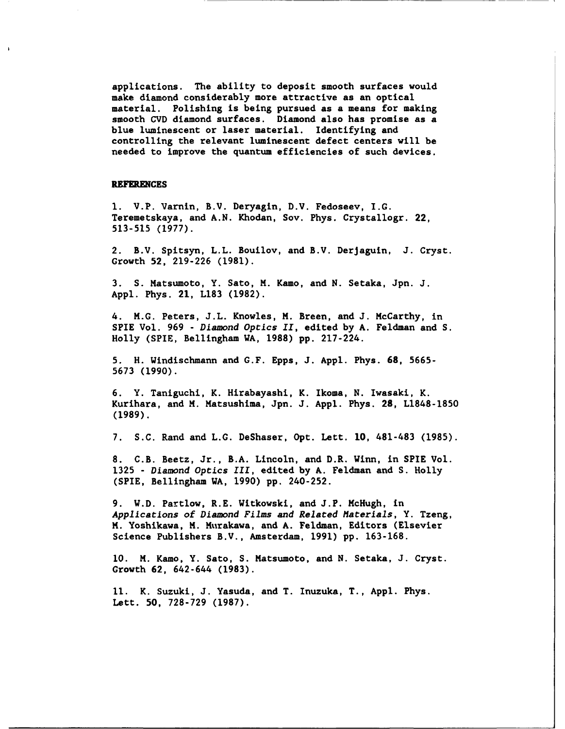applications. The ability to deposit smooth surfaces would make diamond considerably more attractive as an optical material. Polishing is being pursued as a means for making smooth CVD diamond surfaces. Diamond also has promise as a blue luminescent or laser material. Identifying and controlling the relevant luminescent defect centers will be needed to improve the quantum efficiencies of such devices.

## REFERENCES

1. V.P. Varnin, B.V. Deryagin, D.V. Fedoseev, I.G. Teremetskaya, and A.N. Khodan, Sov. Phys. Crystallogr. **22**, 513-515 (1977).

2. B.V. Spitsyn, L.L. Bouilov, and B.V. Derjaguin, J. Cryst. Growth **52**, 219-226 (1981).

3. S. Matsumoto, Y. Sato, M. Kamo, and N. Setaka, Jpn. J. Appl. Phys. **21**, L183 (1982).

4. M.G. Peters, J.L. Knowles, M. Breen, and J. McCarthy, in SPIE Vol. 969 - *Diamond Optics II*, edited by A. Feldman and S. Holly (SPIE, Bellingham WA, 1988) pp. 217-224.

5. H. Windischmann and G.F. Epps, J. Appl. Phys. **68**, 5665-5673 (1990).

6. Y. Taniguchi, K. Hirabayashi, K. Ikoma, N. Iwasaki, K. Kurihara, and M. Matsushima, Jpn. J. Appl. Phys. **28**, L1848-1850 (1989).

7. S.C. Rand and L.G. DeShaser, Opt. Lett. **10**, 481-483 (1985).

8. C.B. Beetz, Jr., B.A. Lincoln, and D.R. Winn, in SPIE Vol. 1325 - *Diamond Optics III*, edited by A. Feldman and S. Holly (SPIE, Bellingham WA, 1990) pp. 240-252.

9. W.D. Partlow, R.E. Witkowski, and J.P. McHugh, in *Applications of Diamond Films and Related Materials*, Y. Tzeng, M. Yoshikawa, M. Murakawa, and A. Feldman, Editors (Elsevier Science Publishers B.V., Amsterdam, 1991) pp. 163-168.

10. M. Kamo, Y. Sato, S. Matsumoto, and N. Setaka, J. Cryst. Growth **62**, 642-644 (1983).

11. K. Suzuki, J. Yasuda, and T. Inuzuka, T., Appl. Phys. Lett. **50**, 728-729 (1987).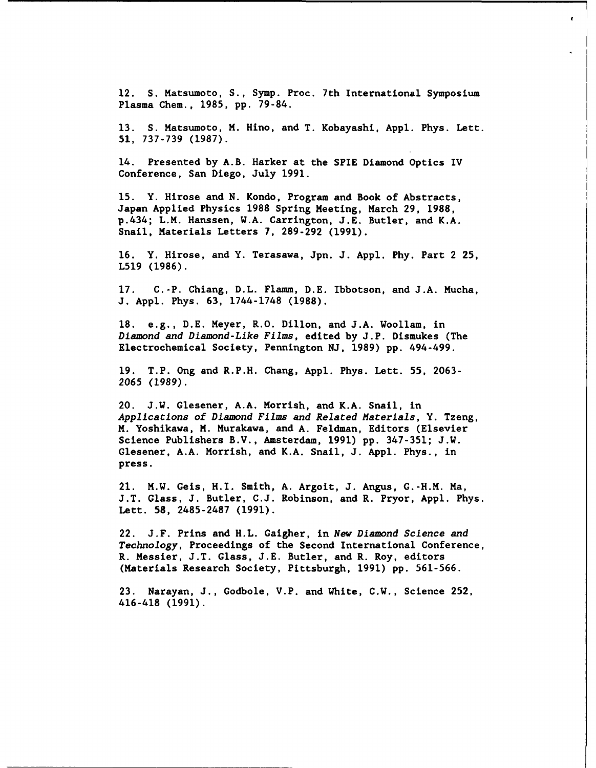12. S. Matsumoto, S., Symp. Proc. 7th International Symposium Plasma Chem., 1985, pp. 79-84.

13. S. Matsumoto, M. Hino, and T. Kobayashi, Appl. Phys. Lett. **51**, 737-739 (1987).

14. Presented by A.B. Harker at the SPIE Diamond Optics IV Conference, San Diego, July 1991.

15. Y. Hirose and N. Kondo, Program and Book of Abstracts, Japan Applied Physics 1988 Spring Meeting, March 29, 1988, p.434; L.M. Hanssen, W.A. Carrington, J.E. Butler, and K.A. Snail, Materials Letters 7, 289-292 (1991).

16. Y. Hirose, and Y. Terasawa, Jpn. J. Appl. Phy. Part 2 25, L519 (1986).

17. C.-P. Chiang, D.L. Flamm, D.E. Ibbotson, and J.A. Mucha, J. Appl. Phys. 63, 1744-1748 (1988).

18. e.g., D.E. Meyer, R.O. Dillon, and J.A. Woollam, in *Diamond and Diamond-Like Films*, edited by J.P. Dismukes (The Electrochemical Society, Pennington NJ, 1989) pp. 494-499.

19. T.P. Ong and R.P.H. Chang, Appl. Phys. Lett. 55, 2063-2065 (1989).

20. J.W. Glesener, A.A. Morrish, and K.A. Snail, in *Applications of Diamond Films and Related Materials*, Y. Tzeng, M. Yoshikawa, M. Murakawa, and A. Feldman, Editors (Elsevier Science Publishers B.V., Amsterdam, 1991) pp. 347-351; J.W. Glesener, A.A. Morrish, and K.A. Snail, J. Appl. Phys., in press.

21. M.W. Geis, H.I. Smith, A. Argoit, J. Angus, G.-H.M. Ma, J.T. Glass, J. Butler, C.J. Robinson, and R. Pryor, Appl. Phys. Lett. 58, 2485-2487 (1991).

22. J.F. Prins and H.L. Gaigher, in *New Diamond Science and Technology*, Proceedings of the Second International Conference, R. Messier, J.T. Glass, J.E. Butler, and R. Roy, editors (Materials Research Society, Pittsburgh, 1991) pp. 561-566.

23. Narayan, J., Godbole, V.P. and White, C.W., Science 252, 416-418 (1991).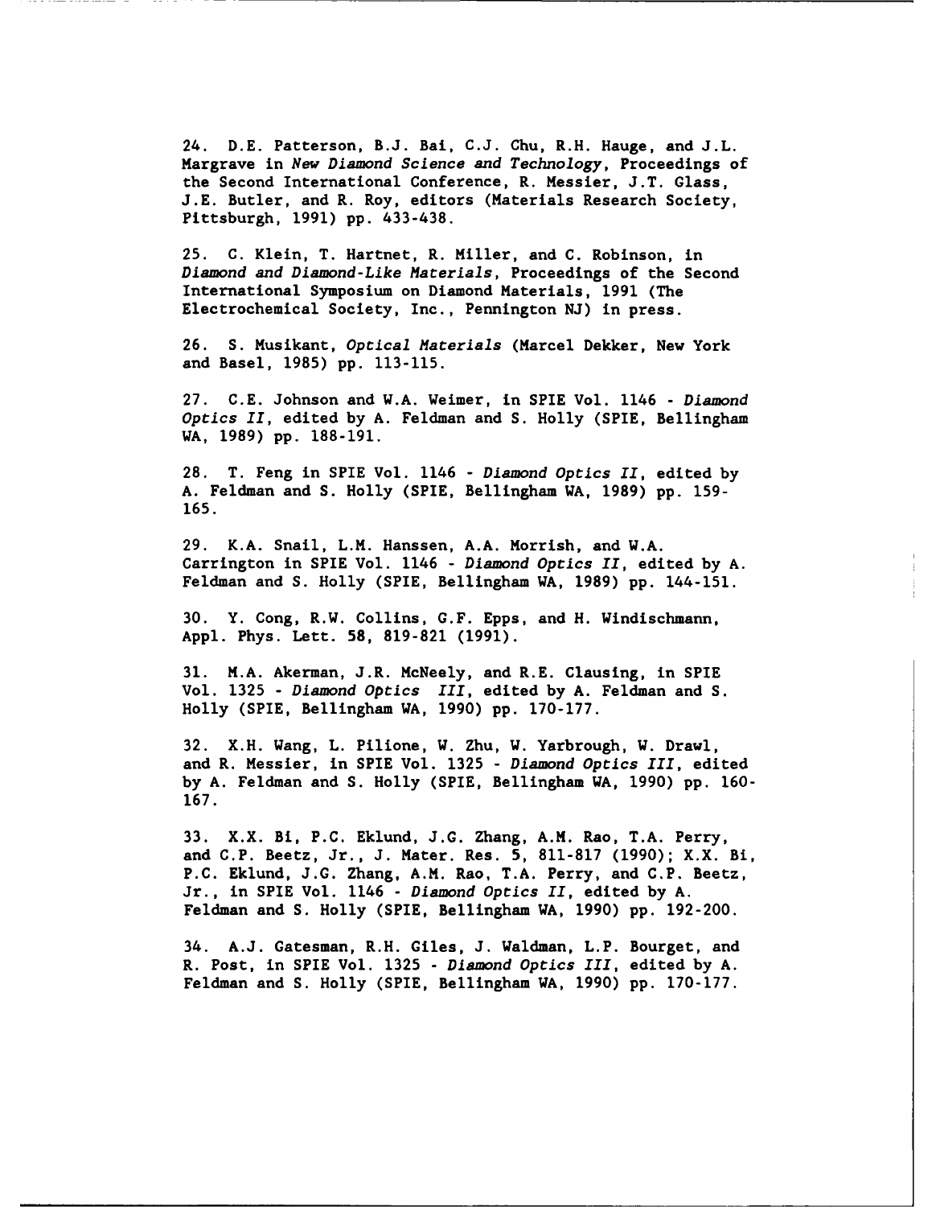24. D.E. Patterson, B.J. Bai, C.J. Chu, R.H. Hauge, and J.L. Margrave in *New Diamond Science and Technology*, Proceedings of the Second International Conference, R. Messier, J.T. Glass, J.E. Butler, and R. Roy, editors (Materials Research Society, Pittsburgh, 1991) pp. 433-438.

25. C. Klein, T. Hartnet, R. Miller, and C. Robinson, in *Diamond and Diamond-Like Materials*, Proceedings of the Second International Symposium on Diamond Materials, 1991 (The Electrochemical Society, Inc., Pennington NJ) in press.

26. S. Musikant, *Optical Materials* (Marcel Dekker, New York and Basel, 1985) pp. 113-115.

27. C.E. Johnson and W.A. Weimer, in SPIE Vol. 1146 - *Diamond Optics II*, edited by A. Feldman and S. Holly (SPIE, Bellingham WA, 1989) pp. 188-191.

28. T. Feng in SPIE Vol. 1146 - *Diamond Optics II*, edited by A. Feldman and S. Holly (SPIE, Bellingham WA, 1989) pp. 159-165.

29. K.A. Snail, L.M. Hanssen, A.A. Morrish, and W.A. Carrington in SPIE Vol. 1146 - *Diamond Optics II*, edited by A. Feldman and S. Holly (SPIE, Bellingham WA, 1989) pp. 144-151.

30. Y. Cong, R.W. Collins, G.F. Epps, and H. Windischmann, Appl. Phys. Lett. 58, 819-821 (1991).

31. M.A. Akerman, J.R. McNeely, and R.E. Clausing, in SPIE Vol. 1325 - *Diamond Optics III*, edited by A. Feldman and S. Holly (SPIE, Bellingham WA, 1990) pp. 170-177.

32. X.H. Wang, L. Pilione, W. Zhu, W. Yarbrough, W. Drawl, and R. Messier, in SPIE Vol. 1325 - *Diamond Optics III*, edited by A. Feldman and S. Holly (SPIE, Bellingham WA, 1990) pp. 160-167.

33. X.X. Bi, P.C. Eklund, J.G. Zhang, A.M. Rao, T.A. Perry, and C.P. Beetz, Jr., J. Mater. Res. 5, 811-817 (1990); X.X. Bi, P.C. Eklund, J.G. Zhang, A.M. Rao, T.A. Perry, and C.P. Beetz, Jr., in SPIE Vol. 1146 - *Diamond Optics II*, edited by A. Feldman and S. Holly (SPIE, Bellingham WA, 1990) pp. 192-200.

34. A.J. Gatesman, R.H. Giles, J. Waldman, L.P. Bourget, and R. Post, in SPIE Vol. 1325 - *Diamond Optics III*, edited by A. Feldman and S. Holly (SPIE, Bellingham WA, 1990) pp. 170-177.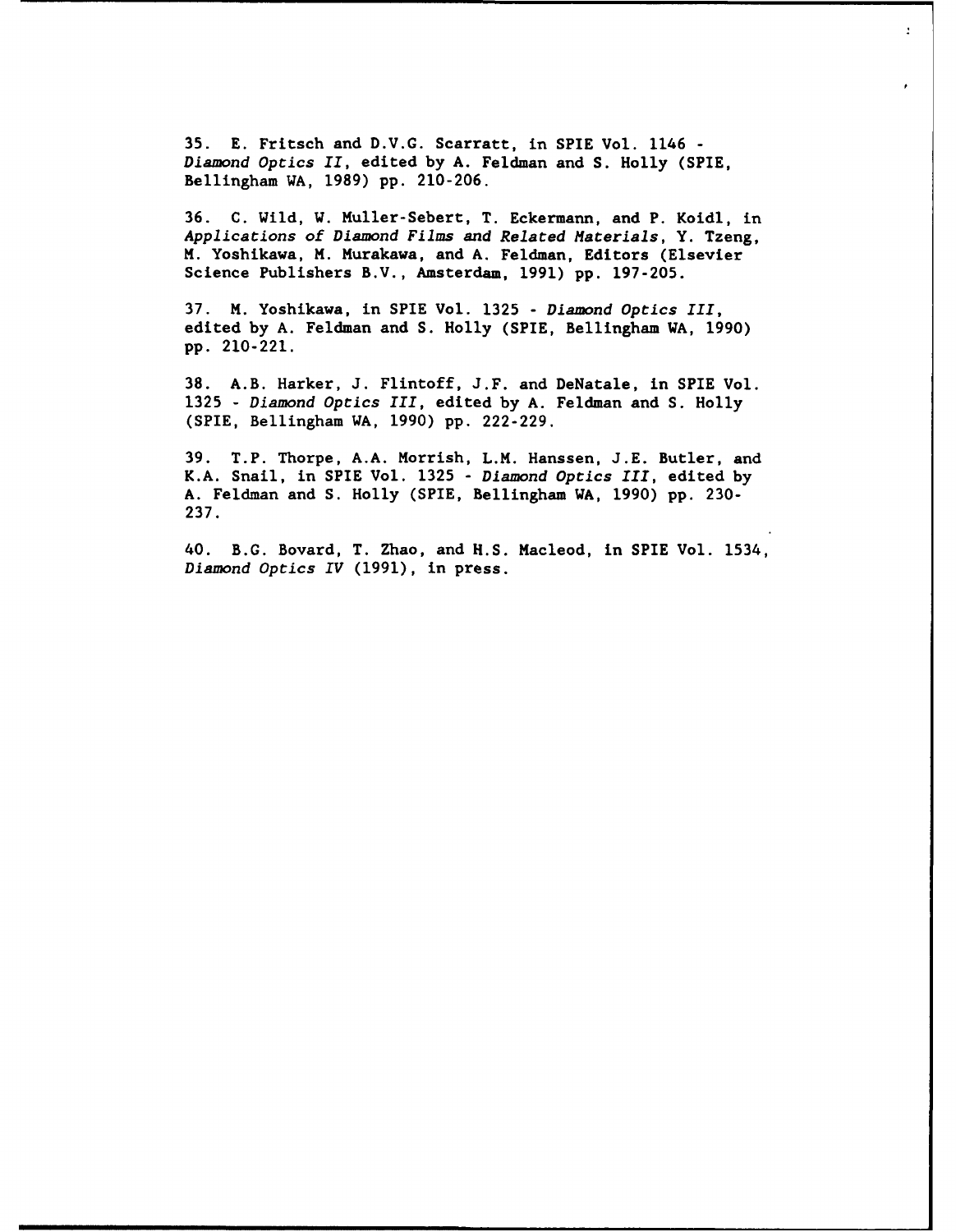35. E. Fritsch and D.V.G. Scarratt, in SPIE Vol. 1146 - *Diamond Optics II*, edited by A. Feldman and S. Holly (SPIE, Bellingham WA, 1989) pp. 210-206.

36. C. Wild, W. Muller-Sebert, T. Eckermann, and P. Koidl, in *Applications of Diamond Films and Related Materials*, Y. Tzeng, M. Yoshikawa, M. Murakawa, and A. Feldman, Editors (Elsevier Science Publishers B.V., Amsterdam, 1991) pp. 197-205.

37. M. Yoshikawa, in SPIE Vol. 1325 - *Diamond Optics III*, edited by A. Feldman and S. Holly (SPIE, Bellingham WA, 1990) pp. 210-221.

38. A.B. Harker, J. Flintoff, J.F. and DeNatale, in SPIE Vol. 1325 - *Diamond Optics III*, edited by A. Feldman and S. Holly (SPIE, Bellingham WA, 1990) pp. 222-229.

39. T.P. Thorpe, A.A. Morrish, L.M. Hanssen, J.E. Butler, and K.A. Snail, in SPIE Vol. 1325 - *Diamond Optics III*, edited by A. Feldman and S. Holly (SPIE, Bellingham WA, 1990) pp. 230-237.

40. B.G. Bovard, T. Zhao, and H.S. Macleod, in SPIE Vol. 1534, *Diamond Optics IV* (1991), in press.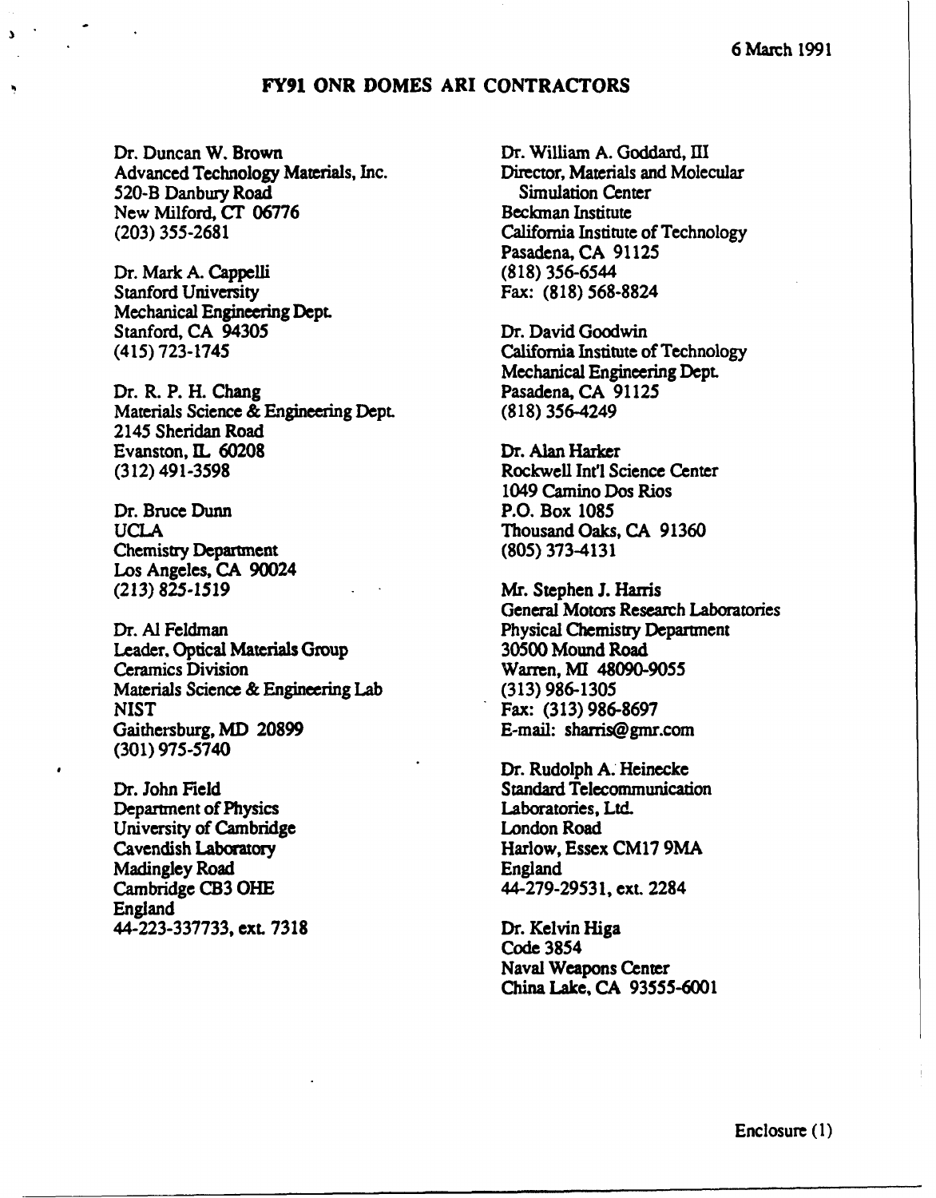6 March 1991

## FY91 ONR DOMES ARI CONTRACTORS

Dr. Duncan W. Brown
Advanced Technology Materials, Inc.
520-B Danbury Road
New Milford, CT 06776
(203) 355-2681

Dr. Mark A. Cappelli
Stanford University
Mechanical Engineering Dept.
Stanford, CA 94305
(415) 723-1745

Dr. R. P. H. Chang
Materials Science & Engineering Dept.
2145 Sheridan Road
Evanston, IL 60208
(312) 491-3598

Dr. Bruce Dunn
UCLA
Chemistry Department
Los Angeles, CA 90024
(213) 825-1519

Dr. Al Feldman
Leader, Optical Materials Group
Ceramics Division
Materials Science & Engineering Lab
NIST
Gaithersburg, MD 20899
(301) 975-5740

Dr. John Field
Department of Physics
University of Cambridge
Cavendish Laboratory
Madingley Road
Cambridge CB3 OHE
England
44-223-337733, ext. 7318

Dr. William A. Goddard, III
Director, Materials and Molecular Simulation Center
Beckman Institute
California Institute of Technology
Pasadena, CA 91125
(818) 356-6544
Fax: (818) 568-8824

Dr. David Goodwin
California Institute of Technology
Mechanical Engineering Dept.
Pasadena, CA 91125
(818) 356-4249

Dr. Alan Harker
Rockwell Int'l Science Center
1049 Camino Dos Rios
P.O. Box 1085
Thousand Oaks, CA 91360
(805) 373-4131

Mr. Stephen J. Harris
General Motors Research Laboratories
Physical Chemistry Department
30500 Mound Road
Warren, MI 48090-9055
(313) 986-1305
Fax: (313) 986-8697
E-mail: sharris@gmr.com

Dr. Rudolph A. Heinecke
Standard Telecommunication Laboratories, Ltd.
London Road
Harlow, Essex CM17 9MA
England
44-279-29531, ext. 2284

Dr. Kelvin Higa
Code 3854
Naval Weapons Center
China Lake, CA 93555-6001

Enclosure (1)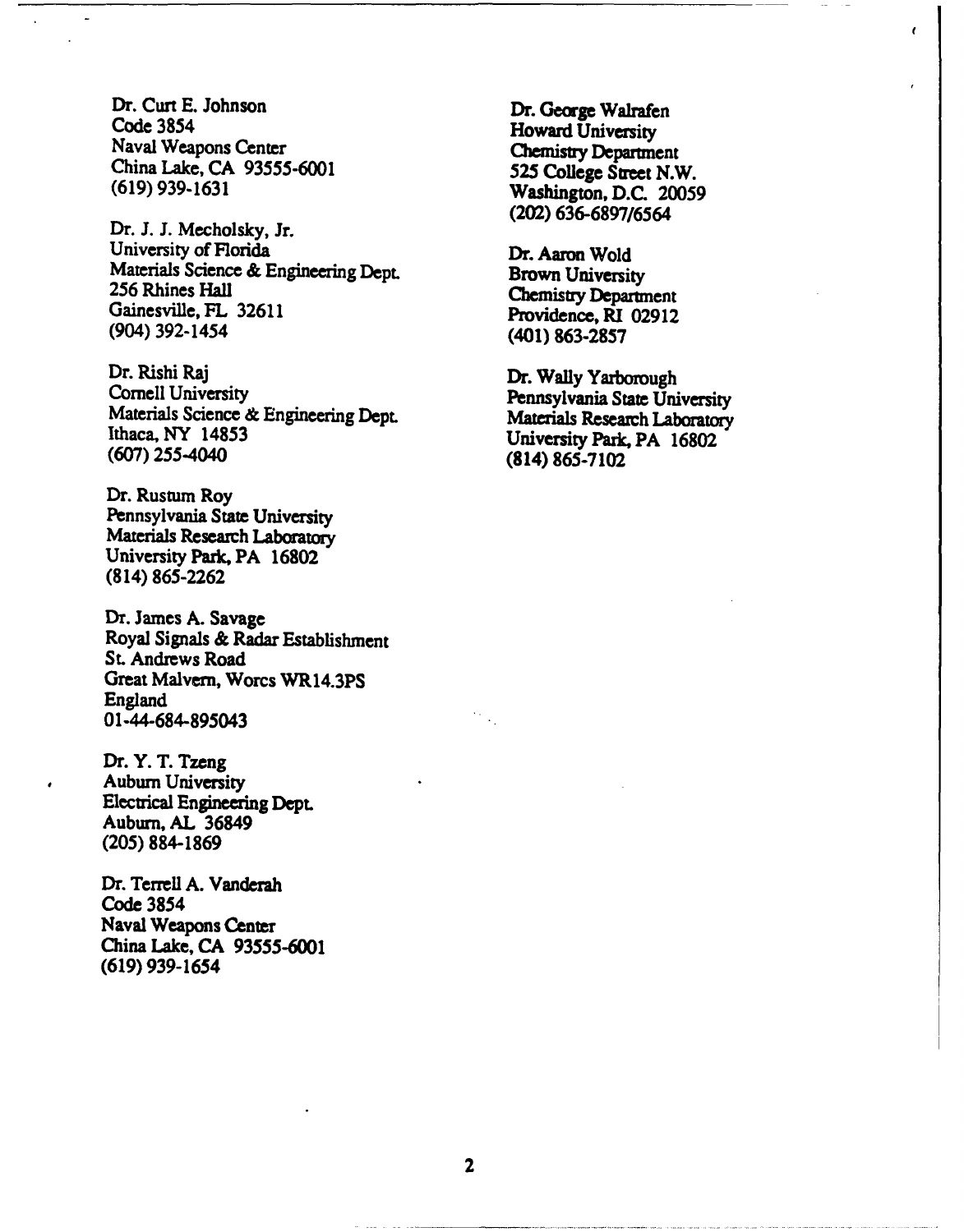Dr. Curt E. Johnson
Code 3854
Naval Weapons Center
China Lake, CA 93555-6001
(619) 939-1631

Dr. J. J. Mecholsky, Jr.
University of Florida
Materials Science & Engineering Dept.
256 Rhines Hall
Gainesville, FL 32611
(904) 392-1454

Dr. Rishi Raj
Cornell University
Materials Science & Engineering Dept.
Ithaca, NY 14853
(607) 255-4040

Dr. Rustum Roy
Pennsylvania State University
Materials Research Laboratory
University Park, PA 16802
(814) 865-2262

Dr. James A. Savage
Royal Signals & Radar Establishment
St. Andrews Road
Great Malvern, Worcs WR14.3PS
England
01-44-684-895043

Dr. Y. T. Tzeng
Auburn University
Electrical Engineering Dept.
Auburn, AL 36849
(205) 884-1869

Dr. Terrell A. Vanderah
Code 3854
Naval Weapons Center
China Lake, CA 93555-6001
(619) 939-1654

Dr. George Walrafen
Howard University
Chemistry Department
525 College Street N.W.
Washington, D.C. 20059
(202) 636-6897/6564

Dr. Aaron Wold
Brown University
Chemistry Department
Providence, RI 02912
(401) 863-2857

Dr. Wally Yarborough
Pennsylvania State University
Materials Research Laboratory
University Park, PA 16802
(814) 865-7102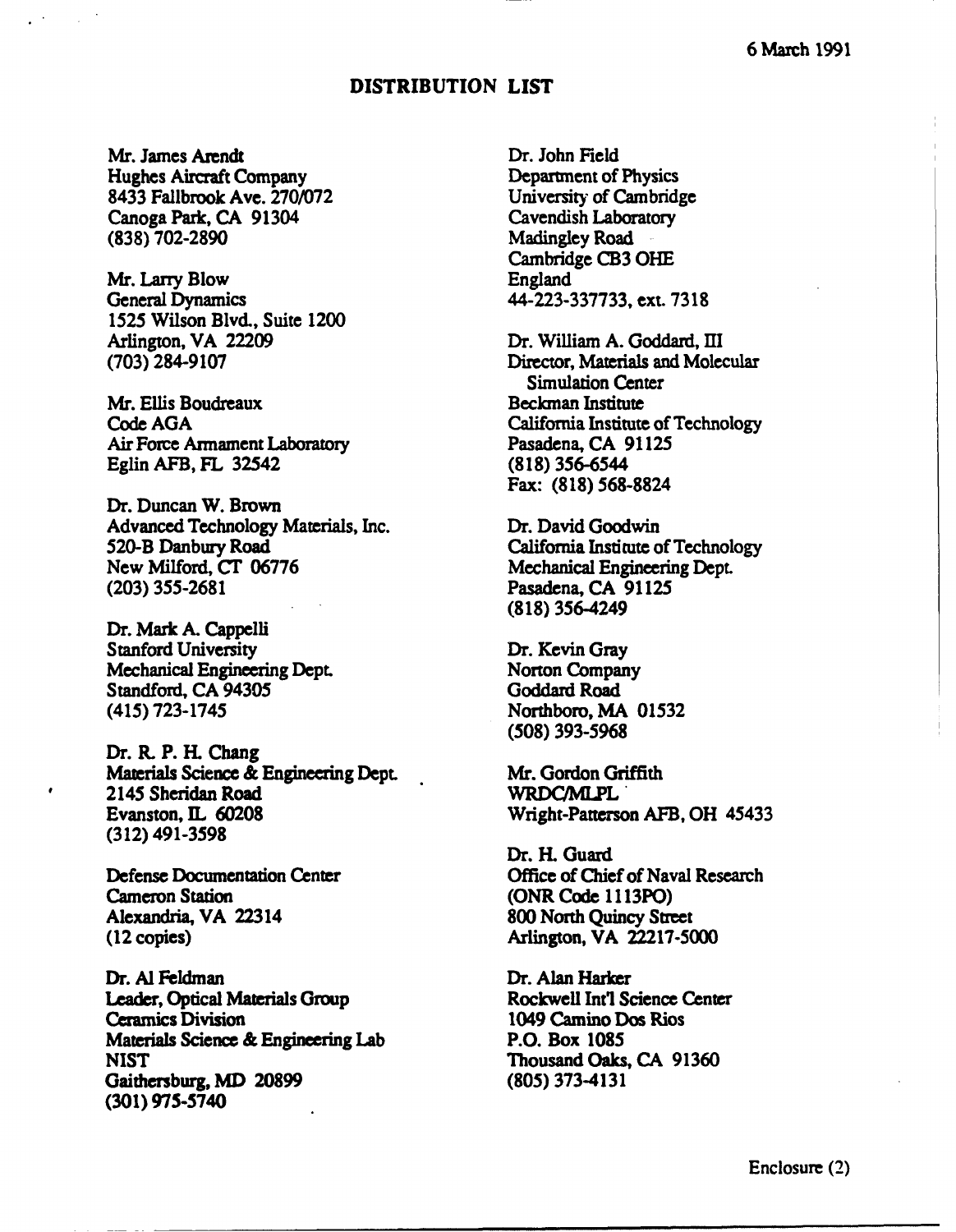6 March 1991

## DISTRIBUTION LIST

Mr. James Arendt
Hughes Aircraft Company
8433 Fallbrook Ave. 270/072
Canoga Park, CA 91304
(838) 702-2890

Mr. Larry Blow
General Dynamics
1525 Wilson Blvd., Suite 1200
Arlington, VA 22209
(703) 284-9107

Mr. Ellis Boudreaux
Code AGA
Air Force Armament Laboratory
Eglin AFB, FL 32542

Dr. Duncan W. Brown
Advanced Technology Materials, Inc.
520-B Danbury Road
New Milford, CT 06776
(203) 355-2681

Dr. Mark A. Cappelli
Stanford University
Mechanical Engineering Dept.
Standford, CA 94305
(415) 723-1745

Dr. R. P. H. Chang
Materials Science & Engineering Dept.
2145 Sheridan Road
Evanston, IL 60208
(312) 491-3598

Defense Documentation Center
Cameron Station
Alexandria, VA 22314
(12 copies)

Dr. Al Feldman
Leader, Optical Materials Group
Ceramics Division
Materials Science & Engineering Lab
NIST
Gaithersburg, MD 20899
(301) 975-5740

Dr. John Field
Department of Physics
University of Cambridge
Cavendish Laboratory
Madingley Road
Cambridge CB3 OHE
England
44-223-337733, ext. 7318

Dr. William A. Goddard, III
Director, Materials and Molecular Simulation Center
Beckman Institute
California Institute of Technology
Pasadena, CA 91125
(818) 356-6544
Fax: (818) 568-8824

Dr. David Goodwin
California Institute of Technology
Mechanical Engineering Dept.
Pasadena, CA 91125
(818) 356-4249

Dr. Kevin Gray
Norton Company
Goddard Road
Northboro, MA 01532
(508) 393-5968

Mr. Gordon Griffith
WRDC/MLPL
Wright-Patterson AFB, OH 45433

Dr. H. Guard
Office of Chief of Naval Research
(ONR Code 1113PO)
800 North Quincy Street
Arlington, VA 22217-5000

Dr. Alan Harker
Rockwell Int'l Science Center
1049 Camino Dos Rios
P.O. Box 1085
Thousand Oaks, CA 91360
(805) 373-4131

Enclosure (2)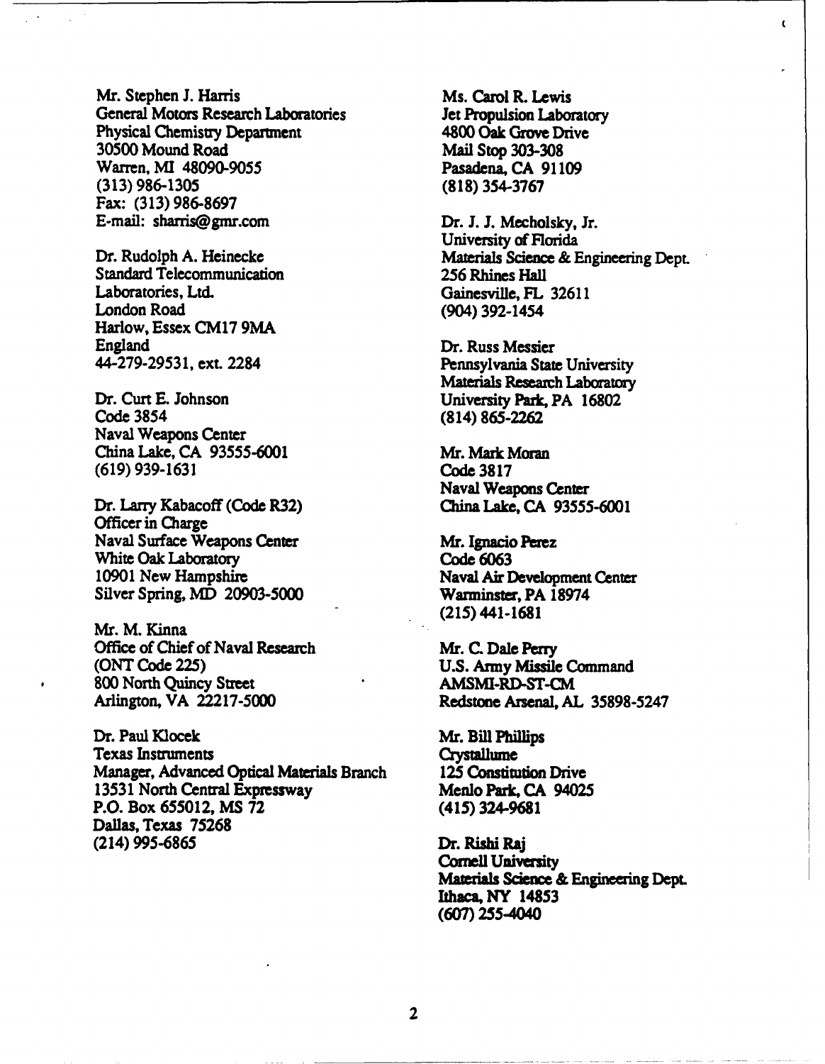Mr. Stephen J. Harris
General Motors Research Laboratories
Physical Chemistry Department
30500 Mound Road
Warren, MI 48090-9055
(313) 986-1305
Fax: (313) 986-8697
E-mail: sharris@gmr.com

Dr. Rudolph A. Heinecke
Standard Telecommunication
Laboratories, Ltd.
London Road
Harlow, Essex CM17 9MA
England
44-279-29531, ext. 2284

Dr. Curt E. Johnson
Code 3854
Naval Weapons Center
China Lake, CA 93555-6001
(619) 939-1631

Dr. Larry Kabacoff (Code R32)
Officer in Charge
Naval Surface Weapons Center
White Oak Laboratory
10901 New Hampshire
Silver Spring, MD 20903-5000

Mr. M. Kinna
Office of Chief of Naval Research
(ONT Code 225)
800 North Quincy Street
Arlington, VA 22217-5000

Dr. Paul Klocek
Texas Instruments
Manager, Advanced Optical Materials Branch
13531 North Central Expressway
P.O. Box 655012, MS 72
Dallas, Texas 75268
(214) 995-6865

Ms. Carol R. Lewis
Jet Propulsion Laboratory
4800 Oak Grove Drive
Mail Stop 303-308
Pasadena, CA 91109
(818) 354-3767

Dr. J. J. Mecholsky, Jr.
University of Florida
Materials Science & Engineering Dept.
256 Rhines Hall
Gainesville, FL 32611
(904) 392-1454

Dr. Russ Messier
Pennsylvania State University
Materials Research Laboratory
University Park, PA 16802
(814) 865-2262

Mr. Mark Moran
Code 3817
Naval Weapons Center
China Lake, CA 93555-6001

Mr. Ignacio Perez
Code 6063
Naval Air Development Center
Warminster, PA 18974
(215) 441-1681

Mr. C. Dale Perry
U.S. Army Missile Command
AMSMI-RD-ST-CM
Redstone Arsenal, AL 35898-5247

Mr. Bill Phillips
Crystallume
125 Constitution Drive
Menlo Park, CA 94025
(415) 324-9681

Dr. Rishi Raj
Cornell University
Materials Science & Engineering Dept.
Ithaca, NY 14853
(607) 255-4040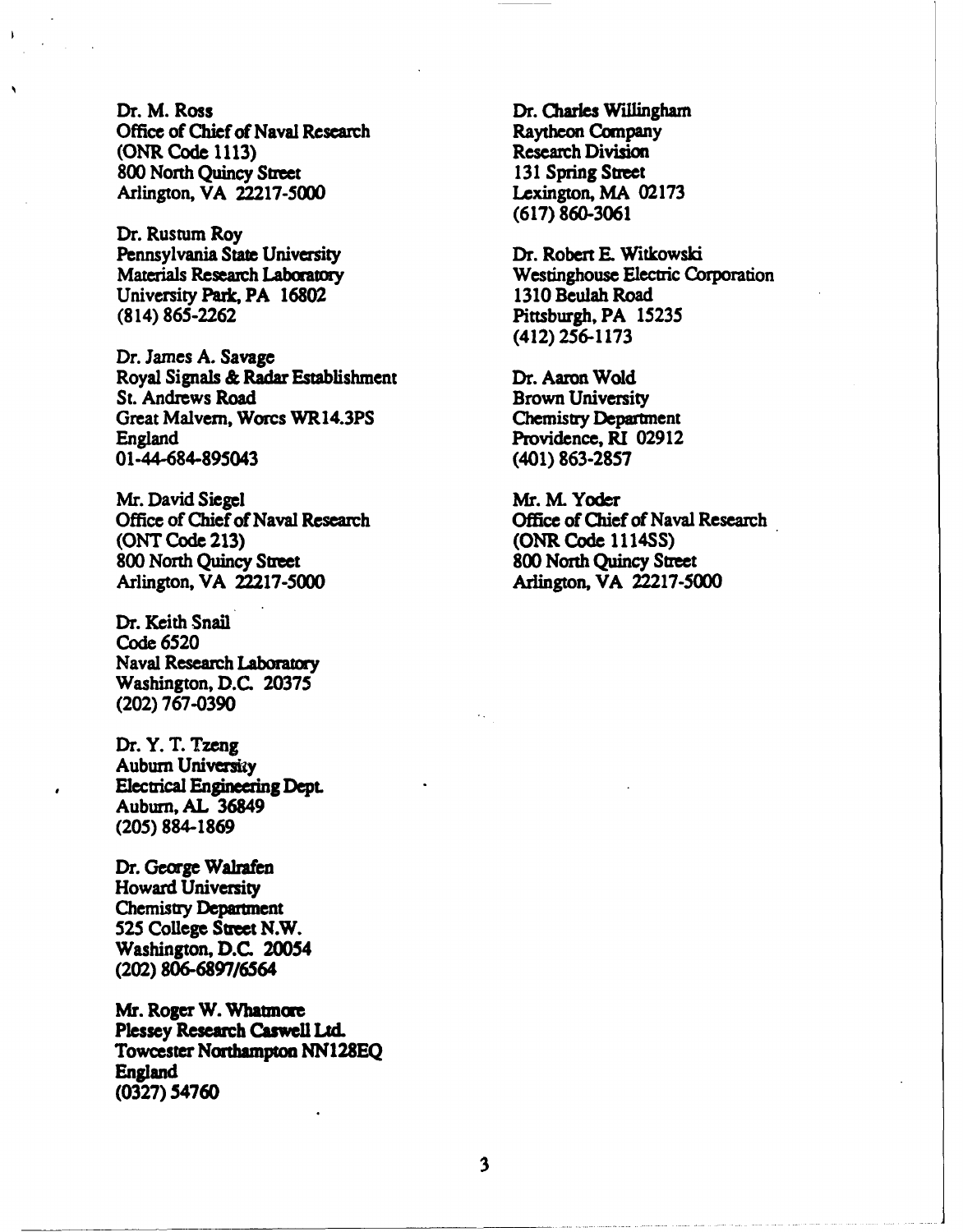Dr. M. Ross
Office of Chief of Naval Research
(ONR Code 1113)
800 North Quincy Street
Arlington, VA 22217-5000

Dr. Rustum Roy
Pennsylvania State University
Materials Research Laboratory
University Park, PA 16802
(814) 865-2262

Dr. James A. Savage
Royal Signals & Radar Establishment
St. Andrews Road
Great Malvern, Worcs WR14.3PS
England
01-44-684-895043

Mr. David Siegel
Office of Chief of Naval Research
(ONT Code 213)
800 North Quincy Street
Arlington, VA 22217-5000

Dr. Keith Snail
Code 6520
Naval Research Laboratory
Washington, D.C. 20375
(202) 767-0390

Dr. Y. T. Tzeng
Auburn University
Electrical Engineering Dept.
Auburn, AL 36849
(205) 884-1869

Dr. George Walrafen
Howard University
Chemistry Department
525 College Street N.W.
Washington, D.C. 20054
(202) 806-6897/6564

Mr. Roger W. Whatmore
Plessey Research Caswell Ltd.
Towcester Northampton NN128EQ
England
(0327) 54760

Dr. Charles Willingham
Raytheon Company
Research Division
131 Spring Street
Lexington, MA 02173
(617) 860-3061

Dr. Robert E. Witkowski
Westinghouse Electric Corporation
1310 Beulah Road
Pittsburgh, PA 15235
(412) 256-1173

Dr. Aaron Wold
Brown University
Chemistry Department
Providence, RI 02912
(401) 863-2857

Mr. M. Yoder
Office of Chief of Naval Research
(ONR Code 1114SS)
800 North Quincy Street
Arlington, VA 22217-5000